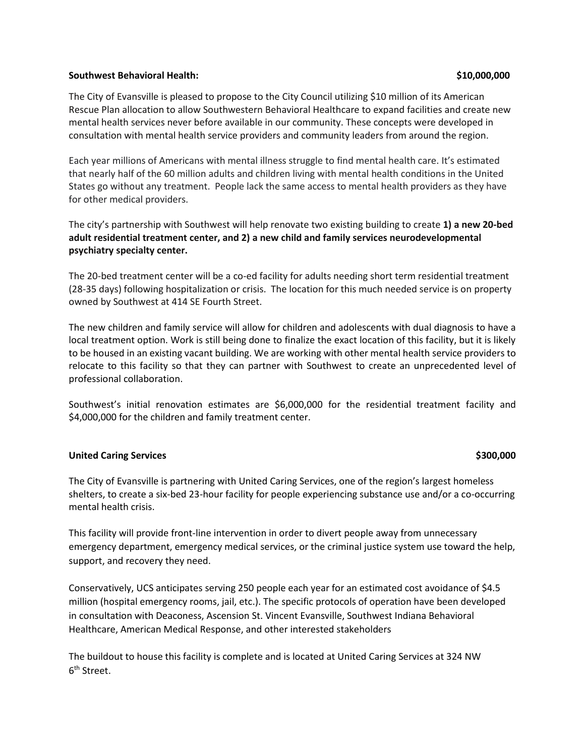**Southwest Behavioral Health: $10,000,000**

The City of Evansville is pleased to propose to the City Council utilizing $10 million of its American Rescue Plan allocation to allow Southwestern Behavioral Healthcare to expand facilities and create new mental health services never before available in our community. These concepts were developed in consultation with mental health service providers and community leaders from around the region.

Each year millions of Americans with mental illness struggle to find mental health care. It's estimated that nearly half of the 60 million adults and children living with mental health conditions in the United States go without any treatment. People lack the same access to mental health providers as they have for other medical providers.

The city's partnership with Southwest will help renovate two existing building to create **1) a new 20-bed adult residential treatment center, and 2) a new child and family services neurodevelopmental psychiatry specialty center.**

The 20-bed treatment center will be a co-ed facility for adults needing short term residential treatment (28-35 days) following hospitalization or crisis. The location for this much needed service is on property owned by Southwest at 414 SE Fourth Street.

The new children and family service will allow for children and adolescents with dual diagnosis to have a local treatment option. Work is still being done to finalize the exact location of this facility, but it is likely to be housed in an existing vacant building. We are working with other mental health service providers to relocate to this facility so that they can partner with Southwest to create an unprecedented level of professional collaboration.

Southwest's initial renovation estimates are $6,000,000 for the residential treatment facility and $4,000,000 for the children and family treatment center.

**United Caring Services $300,000**

The City of Evansville is partnering with United Caring Services, one of the region's largest homeless shelters, to create a six-bed 23-hour facility for people experiencing substance use and/or a co-occurring mental health crisis.

This facility will provide front-line intervention in order to divert people away from unnecessary emergency department, emergency medical services, or the criminal justice system use toward the help, support, and recovery they need.

Conservatively, UCS anticipates serving 250 people each year for an estimated cost avoidance of $4.5 million (hospital emergency rooms, jail, etc.). The specific protocols of operation have been developed in consultation with Deaconess, Ascension St. Vincent Evansville, Southwest Indiana Behavioral Healthcare, American Medical Response, and other interested stakeholders

The buildout to house this facility is complete and is located at United Caring Services at 324 NW 6th Street.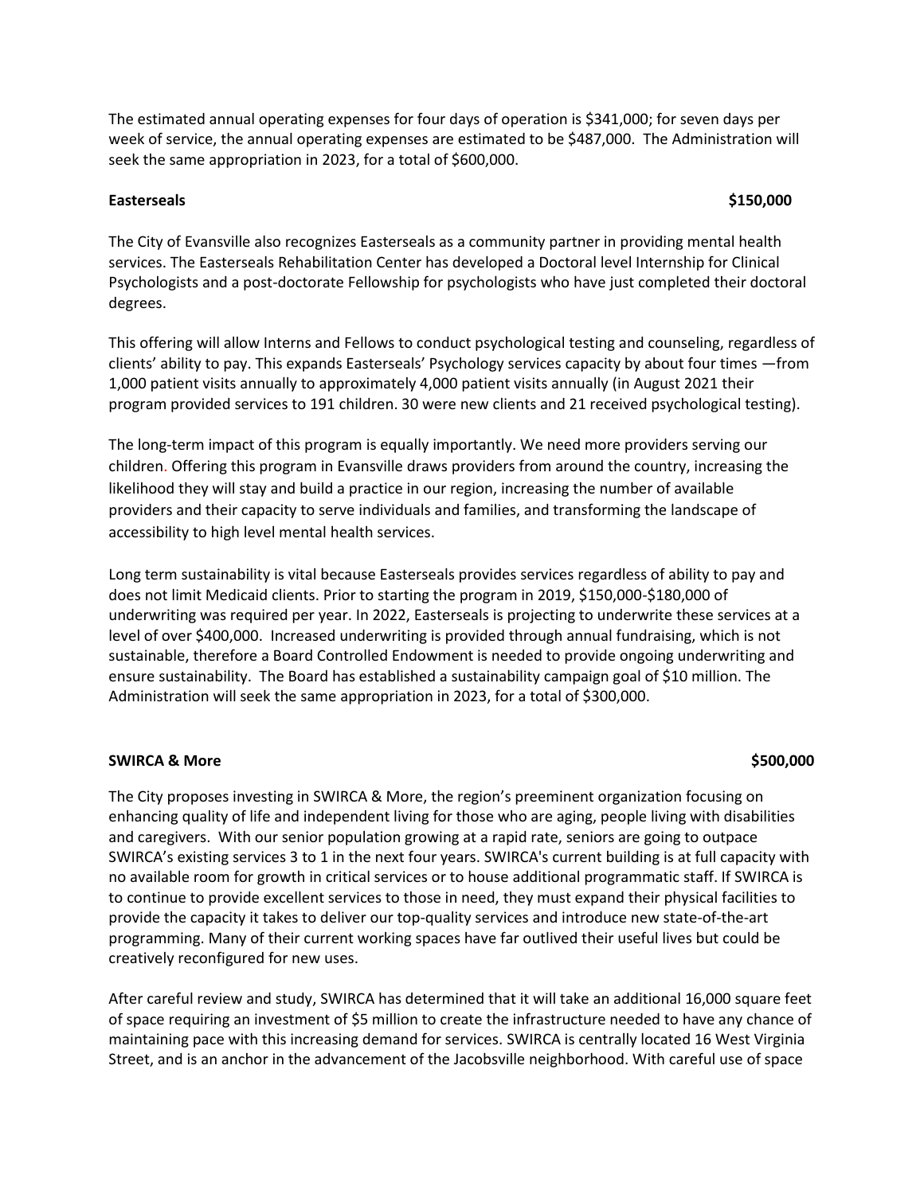The estimated annual operating expenses for four days of operation is $341,000; for seven days per week of service, the annual operating expenses are estimated to be $487,000. The Administration will seek the same appropriation in 2023, for a total of $600,000.

**Easterseals** **$150,000**

The City of Evansville also recognizes Easterseals as a community partner in providing mental health services. The Easterseals Rehabilitation Center has developed a Doctoral level Internship for Clinical Psychologists and a post-doctorate Fellowship for psychologists who have just completed their doctoral degrees.

This offering will allow Interns and Fellows to conduct psychological testing and counseling, regardless of clients' ability to pay. This expands Easterseals' Psychology services capacity by about four times —from 1,000 patient visits annually to approximately 4,000 patient visits annually (in August 2021 their program provided services to 191 children. 30 were new clients and 21 received psychological testing).

The long-term impact of this program is equally importantly. We need more providers serving our children. Offering this program in Evansville draws providers from around the country, increasing the likelihood they will stay and build a practice in our region, increasing the number of available providers and their capacity to serve individuals and families, and transforming the landscape of accessibility to high level mental health services.

Long term sustainability is vital because Easterseals provides services regardless of ability to pay and does not limit Medicaid clients. Prior to starting the program in 2019, $150,000-$180,000 of underwriting was required per year. In 2022, Easterseals is projecting to underwrite these services at a level of over $400,000. Increased underwriting is provided through annual fundraising, which is not sustainable, therefore a Board Controlled Endowment is needed to provide ongoing underwriting and ensure sustainability. The Board has established a sustainability campaign goal of $10 million. The Administration will seek the same appropriation in 2023, for a total of $300,000.

**SWIRCA & More** **$500,000**

The City proposes investing in SWIRCA & More, the region's preeminent organization focusing on enhancing quality of life and independent living for those who are aging, people living with disabilities and caregivers. With our senior population growing at a rapid rate, seniors are going to outpace SWIRCA's existing services 3 to 1 in the next four years. SWIRCA's current building is at full capacity with no available room for growth in critical services or to house additional programmatic staff. If SWIRCA is to continue to provide excellent services to those in need, they must expand their physical facilities to provide the capacity it takes to deliver our top-quality services and introduce new state-of-the-art programming. Many of their current working spaces have far outlived their useful lives but could be creatively reconfigured for new uses.

After careful review and study, SWIRCA has determined that it will take an additional 16,000 square feet of space requiring an investment of $5 million to create the infrastructure needed to have any chance of maintaining pace with this increasing demand for services. SWIRCA is centrally located 16 West Virginia Street, and is an anchor in the advancement of the Jacobsville neighborhood. With careful use of space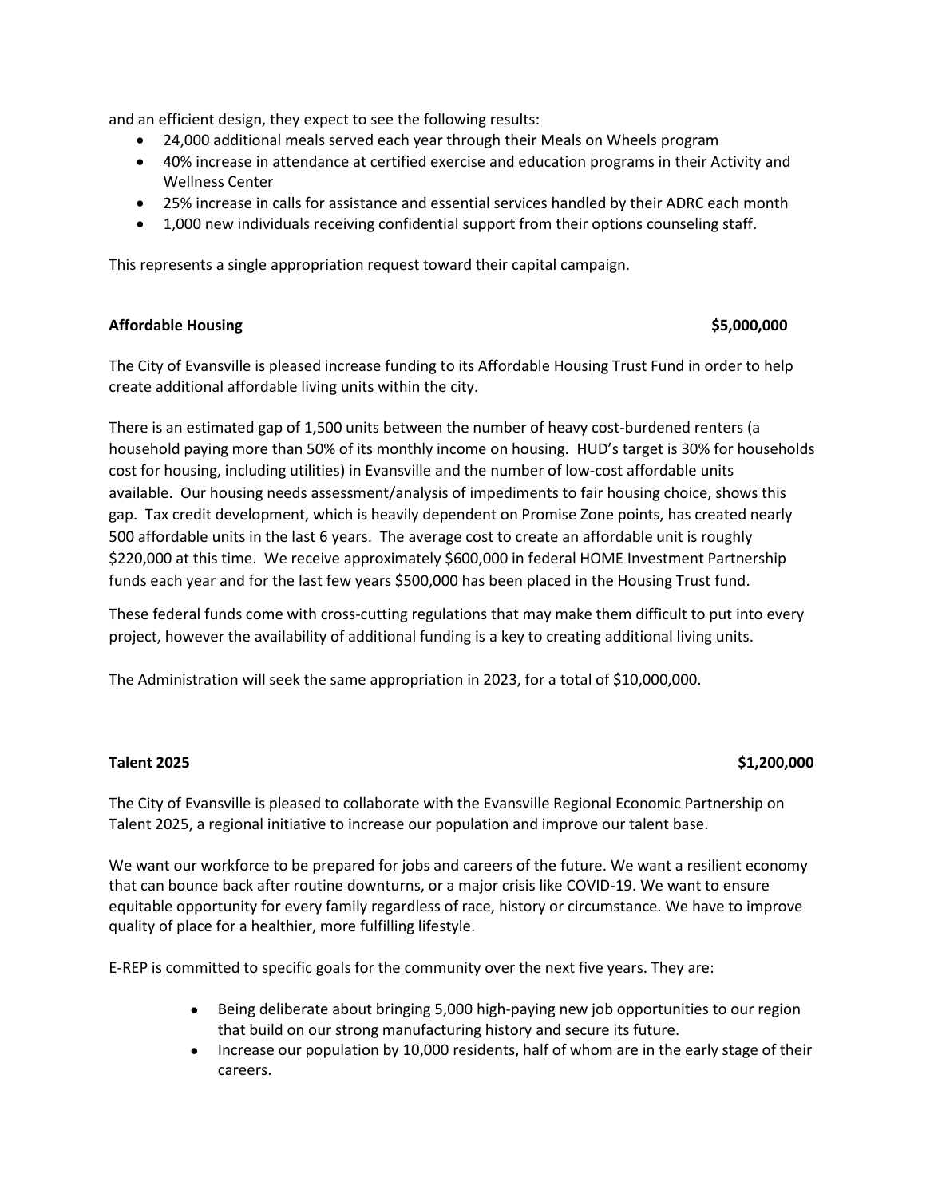and an efficient design, they expect to see the following results:

- 24,000 additional meals served each year through their Meals on Wheels program
- 40% increase in attendance at certified exercise and education programs in their Activity and Wellness Center
- 25% increase in calls for assistance and essential services handled by their ADRC each month
- 1,000 new individuals receiving confidential support from their options counseling staff.

This represents a single appropriation request toward their capital campaign.

**Affordable Housing** **$5,000,000**

The City of Evansville is pleased increase funding to its Affordable Housing Trust Fund in order to help create additional affordable living units within the city.

There is an estimated gap of 1,500 units between the number of heavy cost-burdened renters (a household paying more than 50% of its monthly income on housing. HUD's target is 30% for households cost for housing, including utilities) in Evansville and the number of low-cost affordable units available. Our housing needs assessment/analysis of impediments to fair housing choice, shows this gap. Tax credit development, which is heavily dependent on Promise Zone points, has created nearly 500 affordable units in the last 6 years. The average cost to create an affordable unit is roughly $220,000 at this time. We receive approximately $600,000 in federal HOME Investment Partnership funds each year and for the last few years $500,000 has been placed in the Housing Trust fund.

These federal funds come with cross-cutting regulations that may make them difficult to put into every project, however the availability of additional funding is a key to creating additional living units.

The Administration will seek the same appropriation in 2023, for a total of $10,000,000.

**Talent 2025** **$1,200,000**

The City of Evansville is pleased to collaborate with the Evansville Regional Economic Partnership on Talent 2025, a regional initiative to increase our population and improve our talent base.

We want our workforce to be prepared for jobs and careers of the future. We want a resilient economy that can bounce back after routine downturns, or a major crisis like COVID-19. We want to ensure equitable opportunity for every family regardless of race, history or circumstance. We have to improve quality of place for a healthier, more fulfilling lifestyle.

E-REP is committed to specific goals for the community over the next five years. They are:

- Being deliberate about bringing 5,000 high-paying new job opportunities to our region that build on our strong manufacturing history and secure its future.
- Increase our population by 10,000 residents, half of whom are in the early stage of their careers.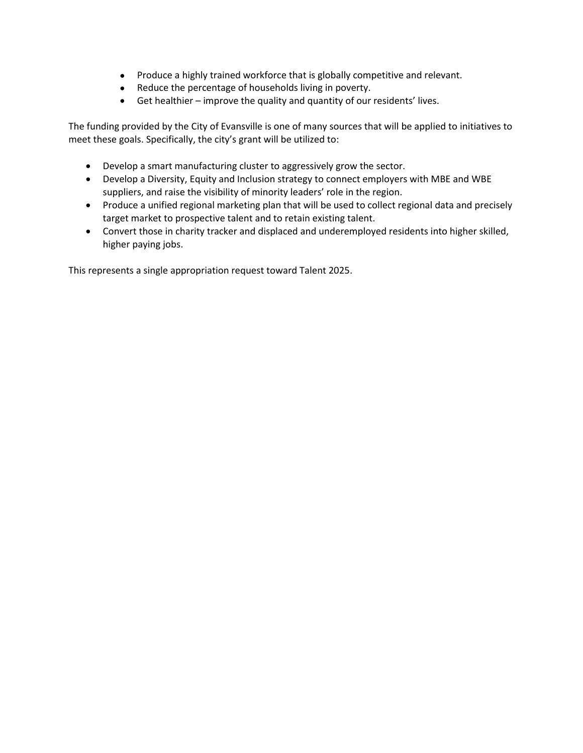- Produce a highly trained workforce that is globally competitive and relevant.
- Reduce the percentage of households living in poverty.
- Get healthier – improve the quality and quantity of our residents' lives.

The funding provided by the City of Evansville is one of many sources that will be applied to initiatives to meet these goals. Specifically, the city's grant will be utilized to:

- Develop a smart manufacturing cluster to aggressively grow the sector.
- Develop a Diversity, Equity and Inclusion strategy to connect employers with MBE and WBE suppliers, and raise the visibility of minority leaders' role in the region.
- Produce a unified regional marketing plan that will be used to collect regional data and precisely target market to prospective talent and to retain existing talent.
- Convert those in charity tracker and displaced and underemployed residents into higher skilled, higher paying jobs.

This represents a single appropriation request toward Talent 2025.